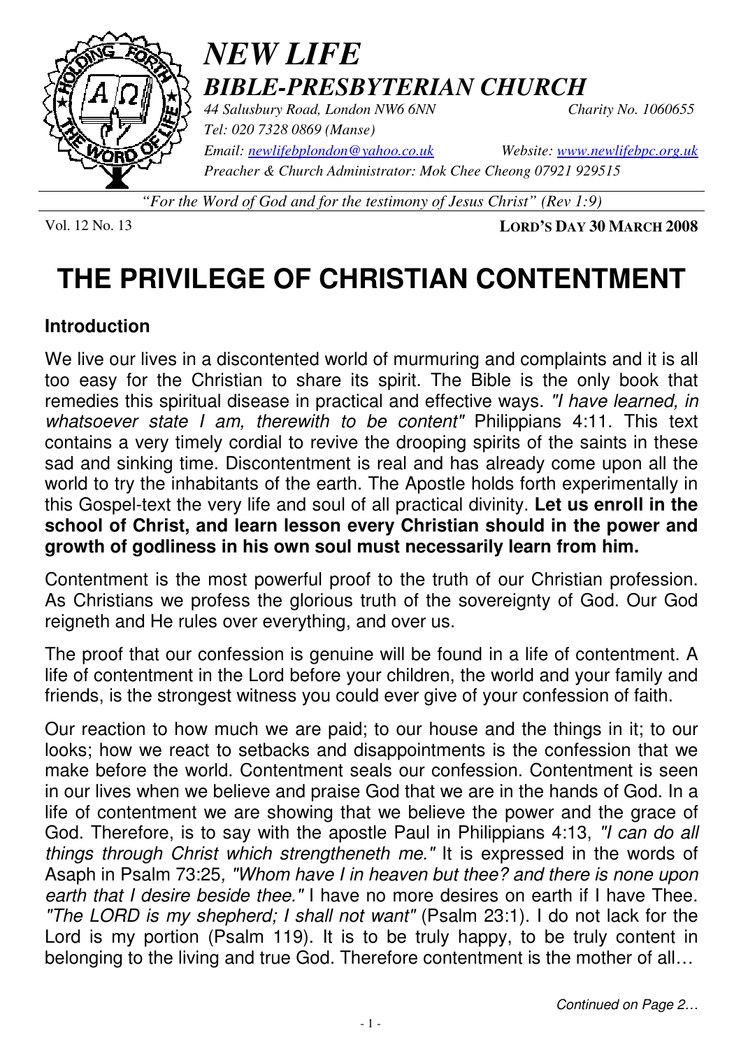# *NEW LIFE*

## *BIBLE-PRESBYTERIAN CHURCH*

*44 Salusbury Road, London NW6 6NN* *Charity No. 1060655*
*Tel: 020 7328 0869 (Manse)*
*Email: newlifebplondon@yahoo.co.uk* *Website: www.newlifebpc.org.uk*
*Preacher & Church Administrator: Mok Chee Cheong 07921 929515*

*"For the Word of God and for the testimony of Jesus Christ" (Rev 1:9)*

Vol. 12 No. 13 **LORD'S DAY 30 MARCH 2008**

# THE PRIVILEGE OF CHRISTIAN CONTENTMENT

### Introduction

We live our lives in a discontented world of murmuring and complaints and it is all too easy for the Christian to share its spirit. The Bible is the only book that remedies this spiritual disease in practical and effective ways. *"I have learned, in whatsoever state I am, therewith to be content"* Philippians 4:11. This text contains a very timely cordial to revive the drooping spirits of the saints in these sad and sinking time. Discontentment is real and has already come upon all the world to try the inhabitants of the earth. The Apostle holds forth experimentally in this Gospel-text the very life and soul of all practical divinity. **Let us enroll in the school of Christ, and learn lesson every Christian should in the power and growth of godliness in his own soul must necessarily learn from him.**

Contentment is the most powerful proof to the truth of our Christian profession. As Christians we profess the glorious truth of the sovereignty of God. Our God reigneth and He rules over everything, and over us.

The proof that our confession is genuine will be found in a life of contentment. A life of contentment in the Lord before your children, the world and your family and friends, is the strongest witness you could ever give of your confession of faith.

Our reaction to how much we are paid; to our house and the things in it; to our looks; how we react to setbacks and disappointments is the confession that we make before the world. Contentment seals our confession. Contentment is seen in our lives when we believe and praise God that we are in the hands of God. In a life of contentment we are showing that we believe the power and the grace of God. Therefore, is to say with the apostle Paul in Philippians 4:13, *"I can do all things through Christ which strengtheneth me."* It is expressed in the words of Asaph in Psalm 73:25, *"Whom have I in heaven but thee? and there is none upon earth that I desire beside thee."* I have no more desires on earth if I have Thee. *"The LORD is my shepherd; I shall not want"* (Psalm 23:1). I do not lack for the Lord is my portion (Psalm 119). It is to be truly happy, to be truly content in belonging to the living and true God. Therefore contentment is the mother of all…

*Continued on Page 2…*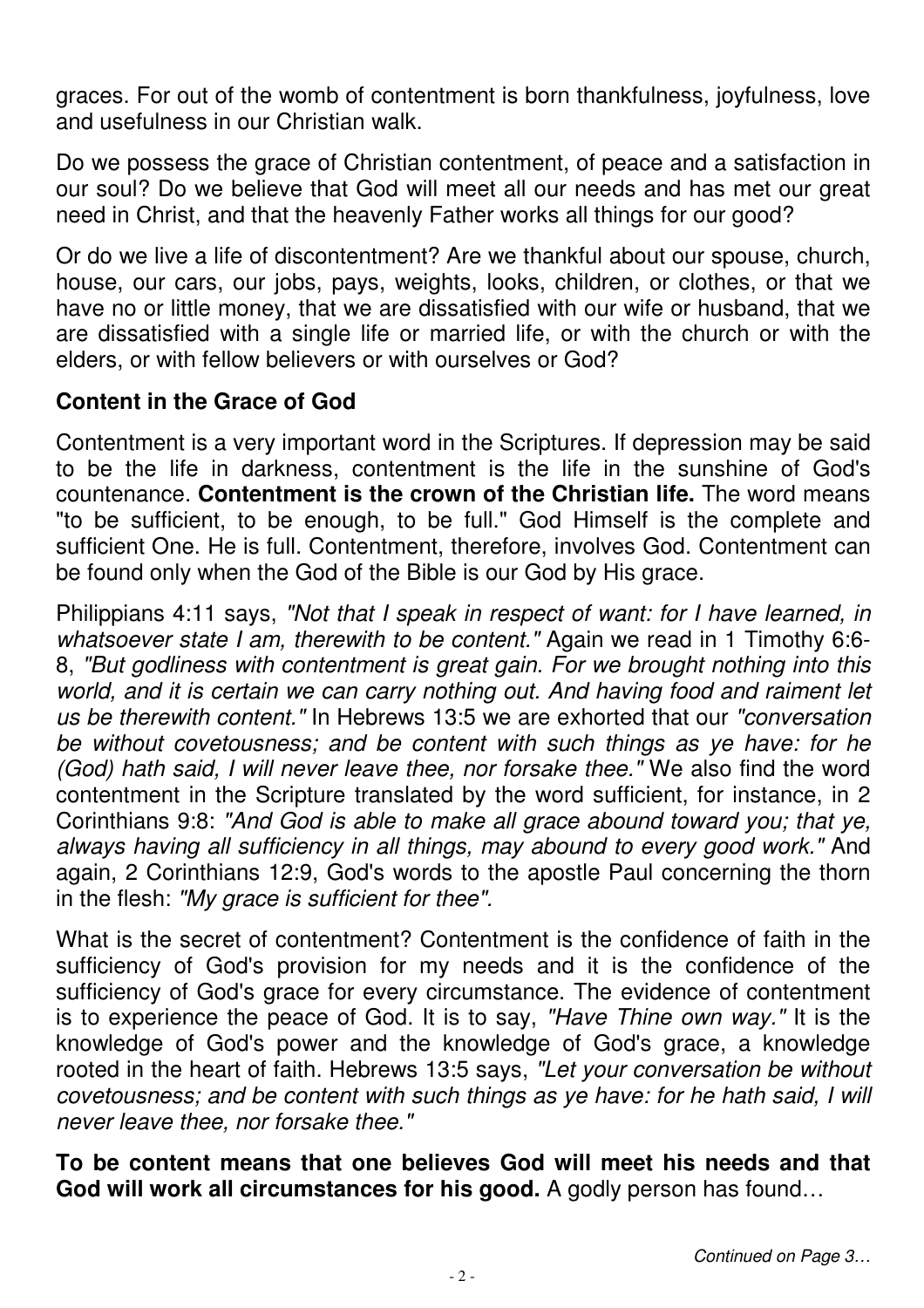graces. For out of the womb of contentment is born thankfulness, joyfulness, love and usefulness in our Christian walk.

Do we possess the grace of Christian contentment, of peace and a satisfaction in our soul? Do we believe that God will meet all our needs and has met our great need in Christ, and that the heavenly Father works all things for our good?

Or do we live a life of discontentment? Are we thankful about our spouse, church, house, our cars, our jobs, pays, weights, looks, children, or clothes, or that we have no or little money, that we are dissatisfied with our wife or husband, that we are dissatisfied with a single life or married life, or with the church or with the elders, or with fellow believers or with ourselves or God?

## Content in the Grace of God

Contentment is a very important word in the Scriptures. If depression may be said to be the life in darkness, contentment is the life in the sunshine of God's countenance. **Contentment is the crown of the Christian life.** The word means "to be sufficient, to be enough, to be full." God Himself is the complete and sufficient One. He is full. Contentment, therefore, involves God. Contentment can be found only when the God of the Bible is our God by His grace.

Philippians 4:11 says, *"Not that I speak in respect of want: for I have learned, in whatsoever state I am, therewith to be content."* Again we read in 1 Timothy 6:6-8, *"But godliness with contentment is great gain. For we brought nothing into this world, and it is certain we can carry nothing out. And having food and raiment let us be therewith content."* In Hebrews 13:5 we are exhorted that our *"conversation be without covetousness; and be content with such things as ye have: for he (God) hath said, I will never leave thee, nor forsake thee."* We also find the word contentment in the Scripture translated by the word sufficient, for instance, in 2 Corinthians 9:8: *"And God is able to make all grace abound toward you; that ye, always having all sufficiency in all things, may abound to every good work."* And again, 2 Corinthians 12:9, God's words to the apostle Paul concerning the thorn in the flesh: *"My grace is sufficient for thee".*

What is the secret of contentment? Contentment is the confidence of faith in the sufficiency of God's provision for my needs and it is the confidence of the sufficiency of God's grace for every circumstance. The evidence of contentment is to experience the peace of God. It is to say, *"Have Thine own way."* It is the knowledge of God's power and the knowledge of God's grace, a knowledge rooted in the heart of faith. Hebrews 13:5 says, *"Let your conversation be without covetousness; and be content with such things as ye have: for he hath said, I will never leave thee, nor forsake thee."*

**To be content means that one believes God will meet his needs and that God will work all circumstances for his good.** A godly person has found…

*Continued on Page 3…*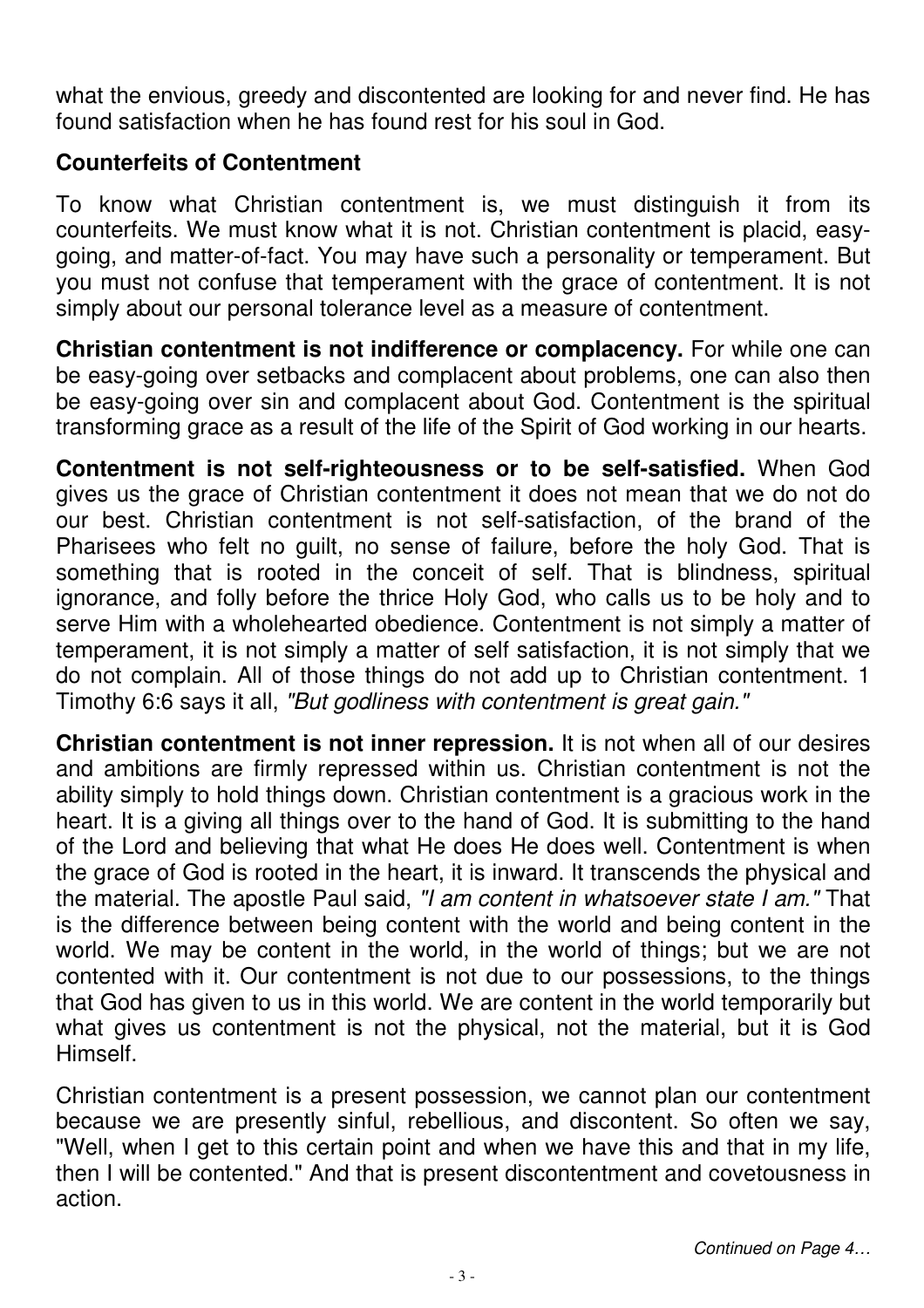what the envious, greedy and discontented are looking for and never find. He has found satisfaction when he has found rest for his soul in God.

## Counterfeits of Contentment

To know what Christian contentment is, we must distinguish it from its counterfeits. We must know what it is not. Christian contentment is placid, easy-going, and matter-of-fact. You may have such a personality or temperament. But you must not confuse that temperament with the grace of contentment. It is not simply about our personal tolerance level as a measure of contentment.

**Christian contentment is not indifference or complacency.** For while one can be easy-going over setbacks and complacent about problems, one can also then be easy-going over sin and complacent about God. Contentment is the spiritual transforming grace as a result of the life of the Spirit of God working in our hearts.

**Contentment is not self-righteousness or to be self-satisfied.** When God gives us the grace of Christian contentment it does not mean that we do not do our best. Christian contentment is not self-satisfaction, of the brand of the Pharisees who felt no guilt, no sense of failure, before the holy God. That is something that is rooted in the conceit of self. That is blindness, spiritual ignorance, and folly before the thrice Holy God, who calls us to be holy and to serve Him with a wholehearted obedience. Contentment is not simply a matter of temperament, it is not simply a matter of self satisfaction, it is not simply that we do not complain. All of those things do not add up to Christian contentment. 1 Timothy 6:6 says it all, *"But godliness with contentment is great gain."*

**Christian contentment is not inner repression.** It is not when all of our desires and ambitions are firmly repressed within us. Christian contentment is not the ability simply to hold things down. Christian contentment is a gracious work in the heart. It is a giving all things over to the hand of God. It is submitting to the hand of the Lord and believing that what He does He does well. Contentment is when the grace of God is rooted in the heart, it is inward. It transcends the physical and the material. The apostle Paul said, *"I am content in whatsoever state I am."* That is the difference between being content with the world and being content in the world. We may be content in the world, in the world of things; but we are not contented with it. Our contentment is not due to our possessions, to the things that God has given to us in this world. We are content in the world temporarily but what gives us contentment is not the physical, not the material, but it is God Himself.

Christian contentment is a present possession, we cannot plan our contentment because we are presently sinful, rebellious, and discontent. So often we say, "Well, when I get to this certain point and when we have this and that in my life, then I will be contented." And that is present discontentment and covetousness in action.

*Continued on Page 4…*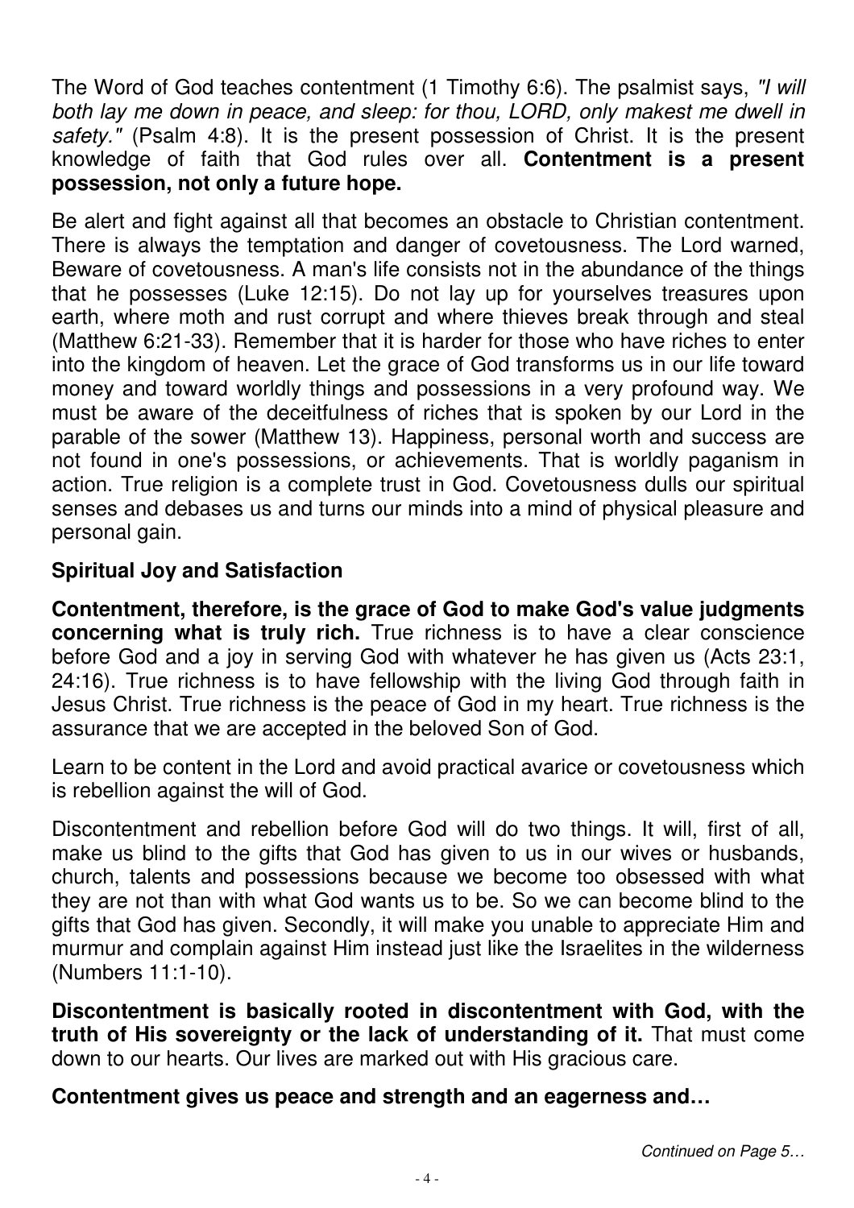The Word of God teaches contentment (1 Timothy 6:6). The psalmist says, *"I will both lay me down in peace, and sleep: for thou, LORD, only makest me dwell in safety."* (Psalm 4:8). It is the present possession of Christ. It is the present knowledge of faith that God rules over all. **Contentment is a present possession, not only a future hope.**

Be alert and fight against all that becomes an obstacle to Christian contentment. There is always the temptation and danger of covetousness. The Lord warned, Beware of covetousness. A man's life consists not in the abundance of the things that he possesses (Luke 12:15). Do not lay up for yourselves treasures upon earth, where moth and rust corrupt and where thieves break through and steal (Matthew 6:21-33). Remember that it is harder for those who have riches to enter into the kingdom of heaven. Let the grace of God transforms us in our life toward money and toward worldly things and possessions in a very profound way. We must be aware of the deceitfulness of riches that is spoken by our Lord in the parable of the sower (Matthew 13). Happiness, personal worth and success are not found in one's possessions, or achievements. That is worldly paganism in action. True religion is a complete trust in God. Covetousness dulls our spiritual senses and debases us and turns our minds into a mind of physical pleasure and personal gain.

### Spiritual Joy and Satisfaction

**Contentment, therefore, is the grace of God to make God's value judgments concerning what is truly rich.** True richness is to have a clear conscience before God and a joy in serving God with whatever he has given us (Acts 23:1, 24:16). True richness is to have fellowship with the living God through faith in Jesus Christ. True richness is the peace of God in my heart. True richness is the assurance that we are accepted in the beloved Son of God.

Learn to be content in the Lord and avoid practical avarice or covetousness which is rebellion against the will of God.

Discontentment and rebellion before God will do two things. It will, first of all, make us blind to the gifts that God has given to us in our wives or husbands, church, talents and possessions because we become too obsessed with what they are not than with what God wants us to be. So we can become blind to the gifts that God has given. Secondly, it will make you unable to appreciate Him and murmur and complain against Him instead just like the Israelites in the wilderness (Numbers 11:1-10).

**Discontentment is basically rooted in discontentment with God, with the truth of His sovereignty or the lack of understanding of it.** That must come down to our hearts. Our lives are marked out with His gracious care.

**Contentment gives us peace and strength and an eagerness and…**

*Continued on Page 5…*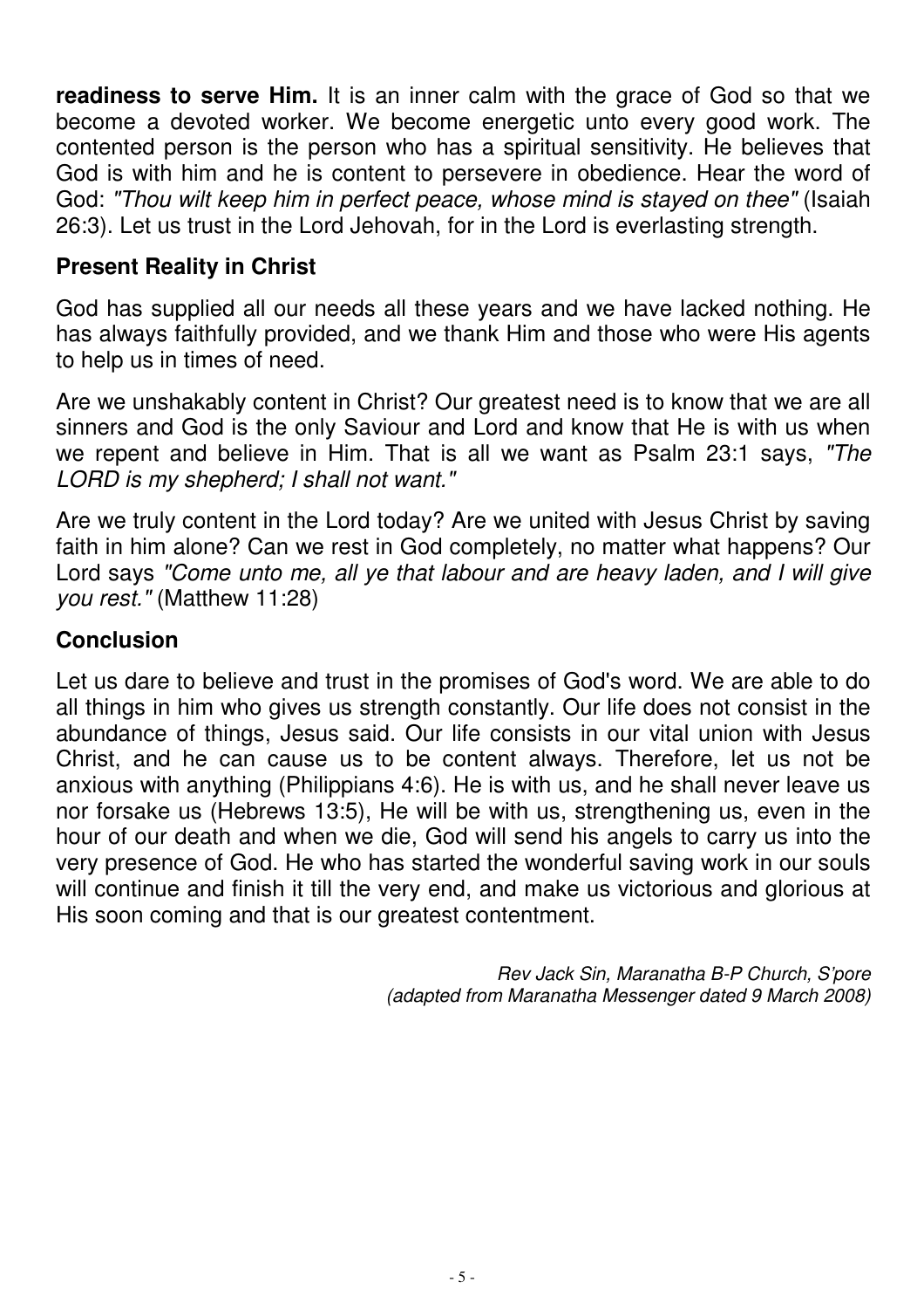**readiness to serve Him.** It is an inner calm with the grace of God so that we become a devoted worker. We become energetic unto every good work. The contented person is the person who has a spiritual sensitivity. He believes that God is with him and he is content to persevere in obedience. Hear the word of God: *"Thou wilt keep him in perfect peace, whose mind is stayed on thee"* (Isaiah 26:3). Let us trust in the Lord Jehovah, for in the Lord is everlasting strength.

## Present Reality in Christ

God has supplied all our needs all these years and we have lacked nothing. He has always faithfully provided, and we thank Him and those who were His agents to help us in times of need.

Are we unshakably content in Christ? Our greatest need is to know that we are all sinners and God is the only Saviour and Lord and know that He is with us when we repent and believe in Him. That is all we want as Psalm 23:1 says, *"The LORD is my shepherd; I shall not want."*

Are we truly content in the Lord today? Are we united with Jesus Christ by saving faith in him alone? Can we rest in God completely, no matter what happens? Our Lord says *"Come unto me, all ye that labour and are heavy laden, and I will give you rest."* (Matthew 11:28)

## Conclusion

Let us dare to believe and trust in the promises of God's word. We are able to do all things in him who gives us strength constantly. Our life does not consist in the abundance of things, Jesus said. Our life consists in our vital union with Jesus Christ, and he can cause us to be content always. Therefore, let us not be anxious with anything (Philippians 4:6). He is with us, and he shall never leave us nor forsake us (Hebrews 13:5), He will be with us, strengthening us, even in the hour of our death and when we die, God will send his angels to carry us into the very presence of God. He who has started the wonderful saving work in our souls will continue and finish it till the very end, and make us victorious and glorious at His soon coming and that is our greatest contentment.

*Rev Jack Sin, Maranatha B-P Church, S'pore*
*(adapted from Maranatha Messenger dated 9 March 2008)*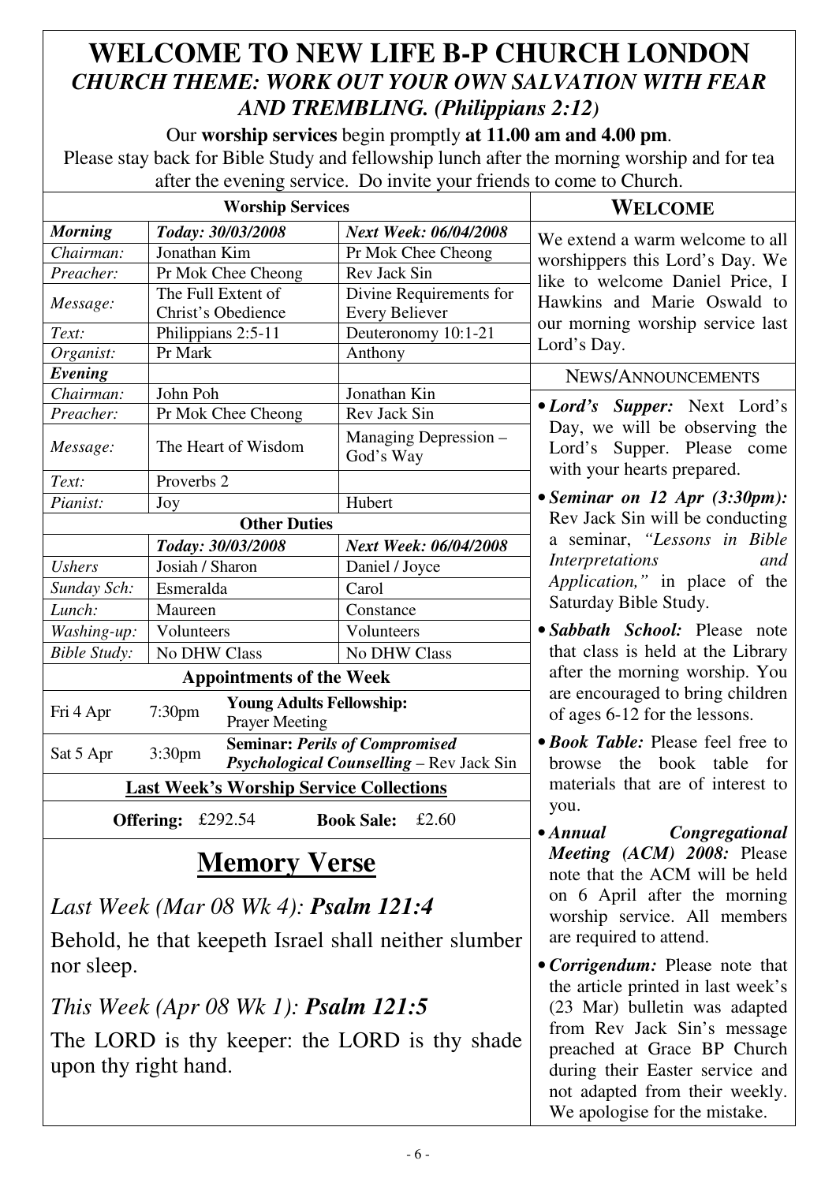# WELCOME TO NEW LIFE B-P CHURCH LONDON

## *CHURCH THEME: WORK OUT YOUR OWN SALVATION WITH FEAR AND TREMBLING. (Philippians 2:12)*

Our **worship services** begin promptly **at 11.00 am and 4.00 pm**.

Please stay back for Bible Study and fellowship lunch after the morning worship and for tea after the evening service. Do invite your friends to come to Church.

| Worship Services | | |
|---|---|---|
| ***Morning*** | ***Today: 30/03/2008*** | ***Next Week: 06/04/2008*** |
| *Chairman:* | Jonathan Kim | Pr Mok Chee Cheong |
| *Preacher:* | Pr Mok Chee Cheong | Rev Jack Sin |
| *Message:* | The Full Extent of Christ's Obedience | Divine Requirements for Every Believer |
| *Text:* | Philippians 2:5-11 | Deuteronomy 10:1-21 |
| *Organist:* | Pr Mark | Anthony |
| ***Evening*** | | |
| *Chairman:* | John Poh | Jonathan Kin |
| *Preacher:* | Pr Mok Chee Cheong | Rev Jack Sin |
| *Message:* | The Heart of Wisdom | Managing Depression – God's Way |
| *Text:* | Proverbs 2 | |
| *Pianist:* | Joy | Hubert |
| **Other Duties** | | |
| | ***Today: 30/03/2008*** | ***Next Week: 06/04/2008*** |
| *Ushers* | Josiah / Sharon | Daniel / Joyce |
| *Sunday Sch:* | Esmeralda | Carol |
| *Lunch:* | Maureen | Constance |
| *Washing-up:* | Volunteers | Volunteers |
| *Bible Study:* | No DHW Class | No DHW Class |

**Appointments of the Week**

| | | |
|---|---|---|
| Fri 4 Apr | 7:30pm | **Young Adults Fellowship:** Prayer Meeting |
| Sat 5 Apr | 3:30pm | **Seminar:** ***Perils of Compromised Psychological Counselling*** – Rev Jack Sin |

**Last Week's Worship Service Collections**

**Offering:** £292.54 **Book Sale:** £2.60

# Memory Verse

*Last Week (Mar 08 Wk 4):* ***Psalm 121:4***

Behold, he that keepeth Israel shall neither slumber nor sleep.

*This Week (Apr 08 Wk 1):* ***Psalm 121:5***

The LORD is thy keeper: the LORD is thy shade upon thy right hand.

## WELCOME

We extend a warm welcome to all worshippers this Lord's Day. We like to welcome Daniel Price, I Hawkins and Marie Oswald to our morning worship service last Lord's Day.

## NEWS/ANNOUNCEMENTS

- ***Lord's Supper:*** Next Lord's Day, we will be observing the Lord's Supper. Please come with your hearts prepared.
- ***Seminar on 12 Apr (3:30pm):*** Rev Jack Sin will be conducting a seminar, *"Lessons in Bible Interpretations and Application,"* in place of the Saturday Bible Study.
- ***Sabbath School:*** Please note that class is held at the Library after the morning worship. You are encouraged to bring children of ages 6-12 for the lessons.
- ***Book Table:*** Please feel free to browse the book table for materials that are of interest to you.
- ***Annual Congregational Meeting (ACM) 2008:*** Please note that the ACM will be held on 6 April after the morning worship service. All members are required to attend.
- ***Corrigendum:*** Please note that the article printed in last week's (23 Mar) bulletin was adapted from Rev Jack Sin's message preached at Grace BP Church during their Easter service and not adapted from their weekly. We apologise for the mistake.